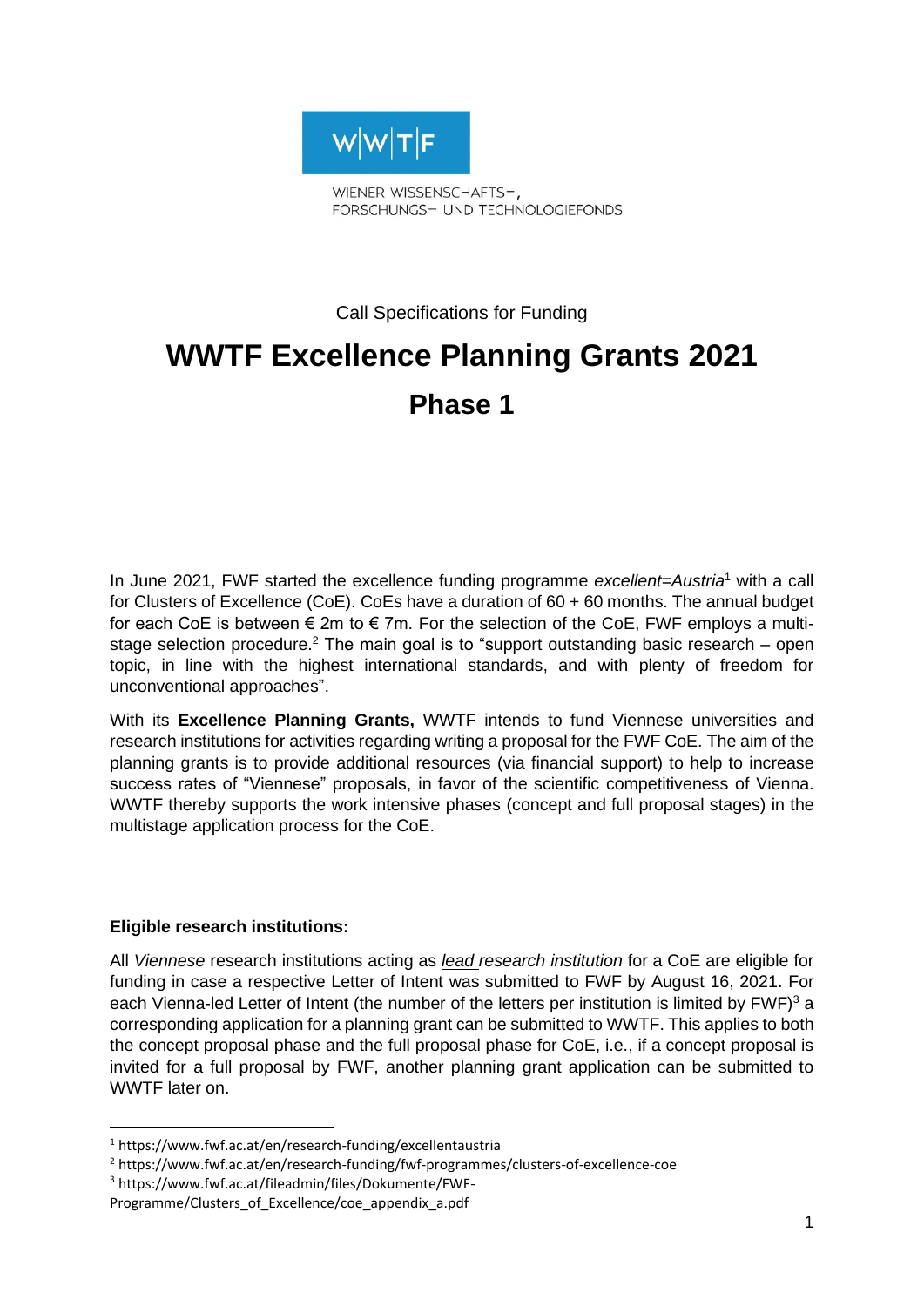W|W|T|F

WIENER WISSENSCHAFTS–, FORSCHUNGS– UND TECHNOLOGIEFONDS

Call Specifications for Funding

# WWTF Excellence Planning Grants 2021

## Phase 1

In June 2021, FWF started the excellence funding programme *excellent=Austria*[1] with a call for Clusters of Excellence (CoE). CoEs have a duration of 60 + 60 months. The annual budget for each CoE is between € 2m to € 7m. For the selection of the CoE, FWF employs a multi-stage selection procedure.[2] The main goal is to "support outstanding basic research – open topic, in line with the highest international standards, and with plenty of freedom for unconventional approaches".

With its **Excellence Planning Grants,** WWTF intends to fund Viennese universities and research institutions for activities regarding writing a proposal for the FWF CoE. The aim of the planning grants is to provide additional resources (via financial support) to help to increase success rates of "Viennese" proposals, in favor of the scientific competitiveness of Vienna. WWTF thereby supports the work intensive phases (concept and full proposal stages) in the multistage application process for the CoE.

**Eligible research institutions:**

All *Viennese* research institutions acting as *lead research institution* for a CoE are eligible for funding in case a respective Letter of Intent was submitted to FWF by August 16, 2021. For each Vienna-led Letter of Intent (the number of the letters per institution is limited by FWF)[3] a corresponding application for a planning grant can be submitted to WWTF. This applies to both the concept proposal phase and the full proposal phase for CoE, i.e., if a concept proposal is invited for a full proposal by FWF, another planning grant application can be submitted to WWTF later on.

[1] https://www.fwf.ac.at/en/research-funding/excellentaustria

[2] https://www.fwf.ac.at/en/research-funding/fwf-programmes/clusters-of-excellence-coe

[3] https://www.fwf.ac.at/fileadmin/files/Dokumente/FWF-Programme/Clusters_of_Excellence/coe_appendix_a.pdf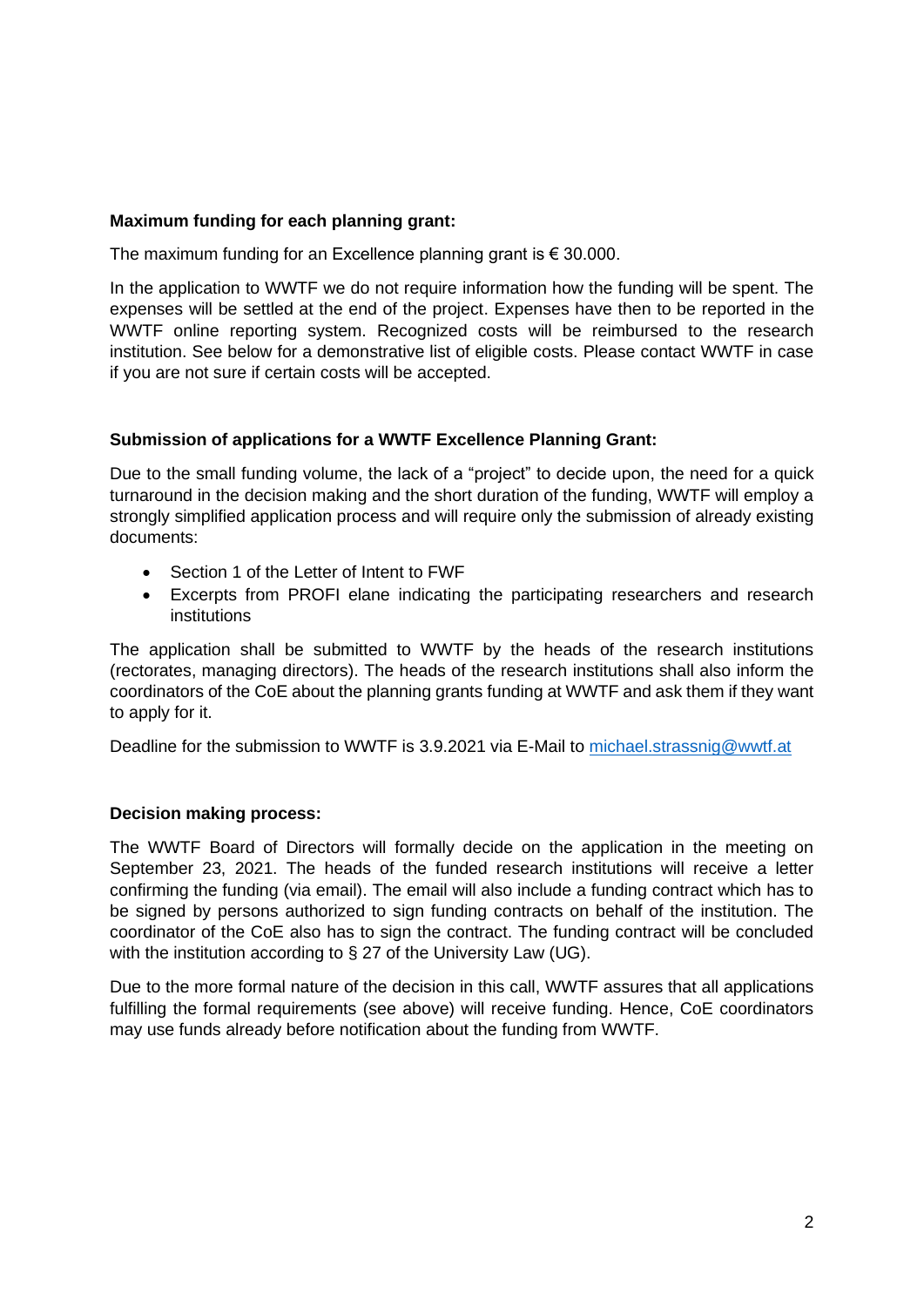**Maximum funding for each planning grant:**

The maximum funding for an Excellence planning grant is € 30.000.

In the application to WWTF we do not require information how the funding will be spent. The expenses will be settled at the end of the project. Expenses have then to be reported in the WWTF online reporting system. Recognized costs will be reimbursed to the research institution. See below for a demonstrative list of eligible costs. Please contact WWTF in case if you are not sure if certain costs will be accepted.

**Submission of applications for a WWTF Excellence Planning Grant:**

Due to the small funding volume, the lack of a "project" to decide upon, the need for a quick turnaround in the decision making and the short duration of the funding, WWTF will employ a strongly simplified application process and will require only the submission of already existing documents:

- Section 1 of the Letter of Intent to FWF
- Excerpts from PROFI elane indicating the participating researchers and research institutions

The application shall be submitted to WWTF by the heads of the research institutions (rectorates, managing directors). The heads of the research institutions shall also inform the coordinators of the CoE about the planning grants funding at WWTF and ask them if they want to apply for it.

Deadline for the submission to WWTF is 3.9.2021 via E-Mail to michael.strassnig@wwtf.at

**Decision making process:**

The WWTF Board of Directors will formally decide on the application in the meeting on September 23, 2021. The heads of the funded research institutions will receive a letter confirming the funding (via email). The email will also include a funding contract which has to be signed by persons authorized to sign funding contracts on behalf of the institution. The coordinator of the CoE also has to sign the contract. The funding contract will be concluded with the institution according to § 27 of the University Law (UG).

Due to the more formal nature of the decision in this call, WWTF assures that all applications fulfilling the formal requirements (see above) will receive funding. Hence, CoE coordinators may use funds already before notification about the funding from WWTF.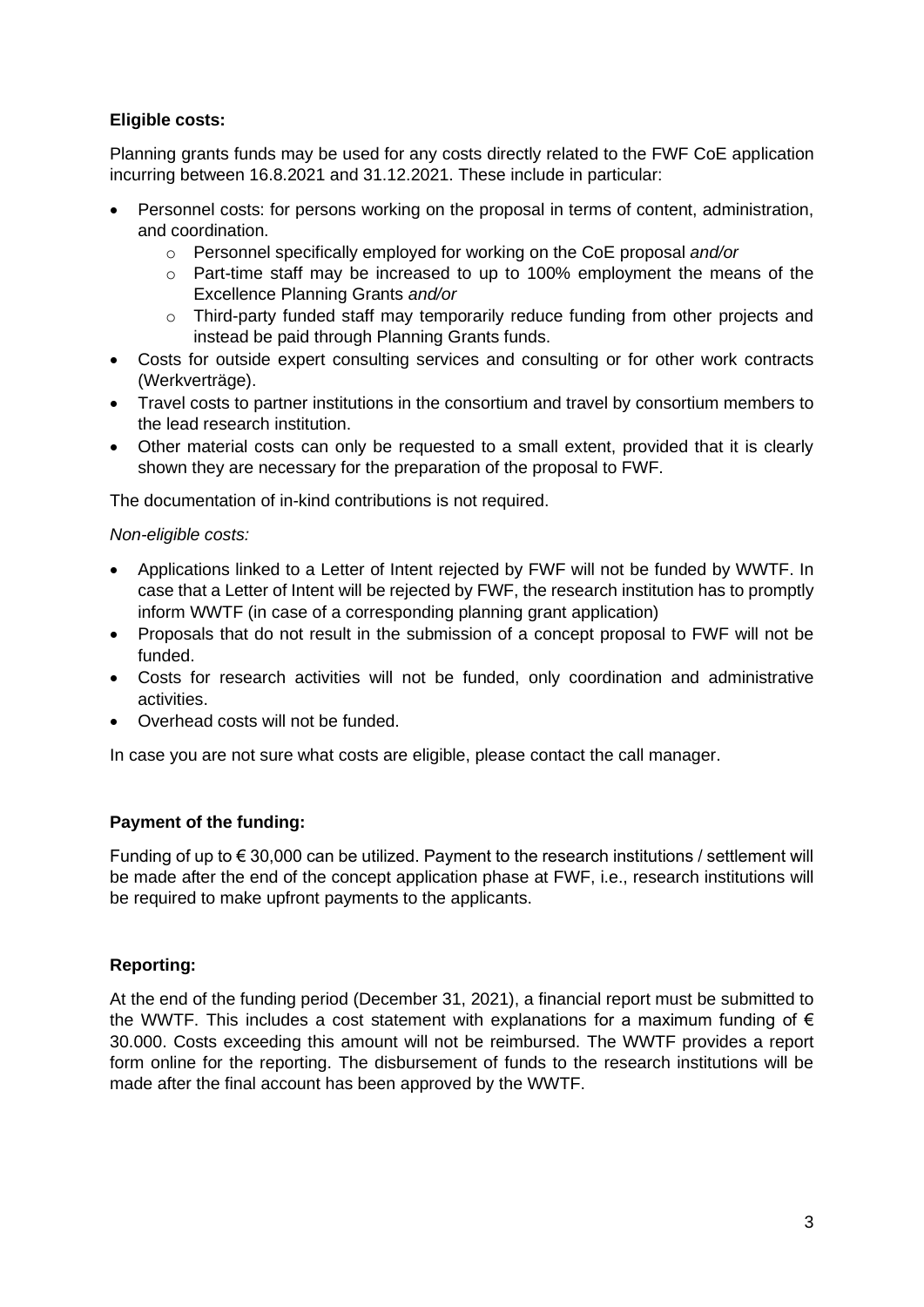**Eligible costs:**

Planning grants funds may be used for any costs directly related to the FWF CoE application incurring between 16.8.2021 and 31.12.2021. These include in particular:

- Personnel costs: for persons working on the proposal in terms of content, administration, and coordination.
  - Personnel specifically employed for working on the CoE proposal *and/or*
  - Part-time staff may be increased to up to 100% employment the means of the Excellence Planning Grants *and/or*
  - Third-party funded staff may temporarily reduce funding from other projects and instead be paid through Planning Grants funds.
- Costs for outside expert consulting services and consulting or for other work contracts (Werkverträge).
- Travel costs to partner institutions in the consortium and travel by consortium members to the lead research institution.
- Other material costs can only be requested to a small extent, provided that it is clearly shown they are necessary for the preparation of the proposal to FWF.

The documentation of in-kind contributions is not required.

*Non-eligible costs:*

- Applications linked to a Letter of Intent rejected by FWF will not be funded by WWTF. In case that a Letter of Intent will be rejected by FWF, the research institution has to promptly inform WWTF (in case of a corresponding planning grant application)
- Proposals that do not result in the submission of a concept proposal to FWF will not be funded.
- Costs for research activities will not be funded, only coordination and administrative activities.
- Overhead costs will not be funded.

In case you are not sure what costs are eligible, please contact the call manager.

**Payment of the funding:**

Funding of up to € 30,000 can be utilized. Payment to the research institutions / settlement will be made after the end of the concept application phase at FWF, i.e., research institutions will be required to make upfront payments to the applicants.

**Reporting:**

At the end of the funding period (December 31, 2021), a financial report must be submitted to the WWTF. This includes a cost statement with explanations for a maximum funding of € 30.000. Costs exceeding this amount will not be reimbursed. The WWTF provides a report form online for the reporting. The disbursement of funds to the research institutions will be made after the final account has been approved by the WWTF.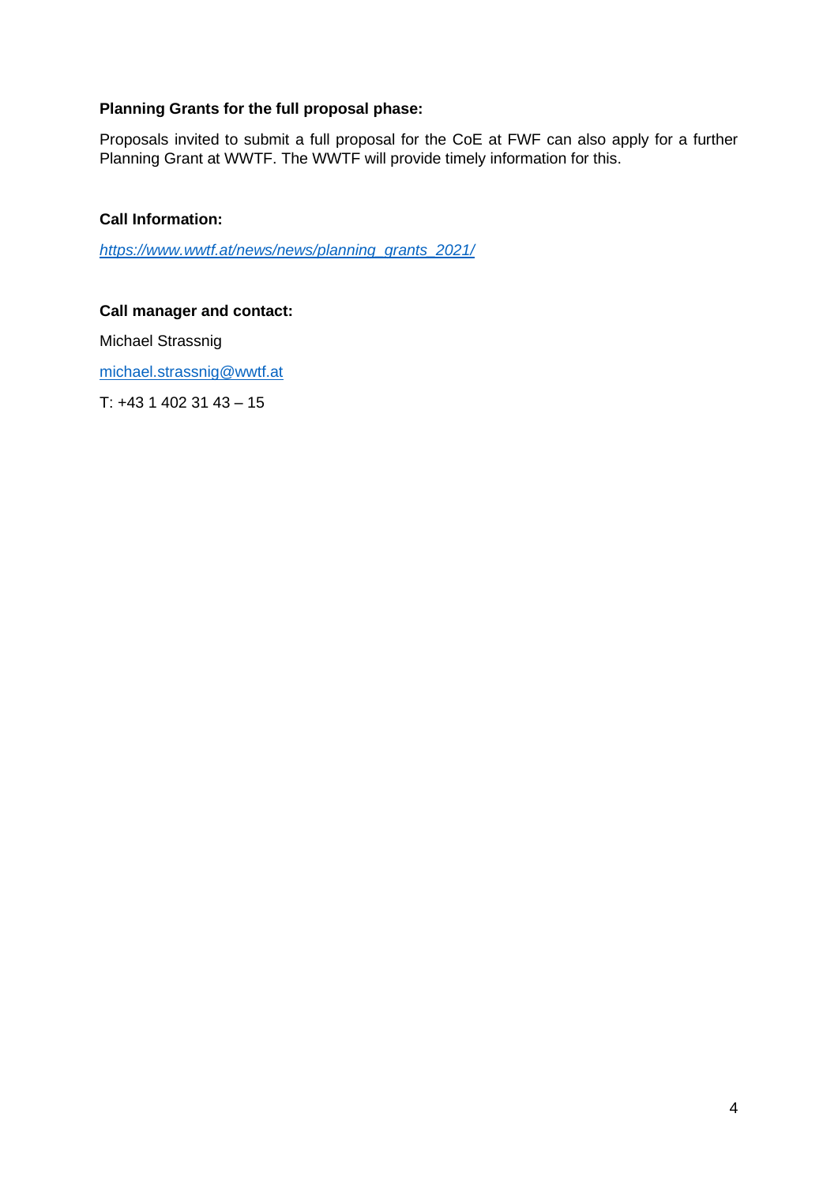**Planning Grants for the full proposal phase:**

Proposals invited to submit a full proposal for the CoE at FWF can also apply for a further Planning Grant at WWTF. The WWTF will provide timely information for this.

**Call Information:**

*https://www.wwtf.at/news/news/planning_grants_2021/*

**Call manager and contact:**

Michael Strassnig

michael.strassnig@wwtf.at

T: +43 1 402 31 43 – 15